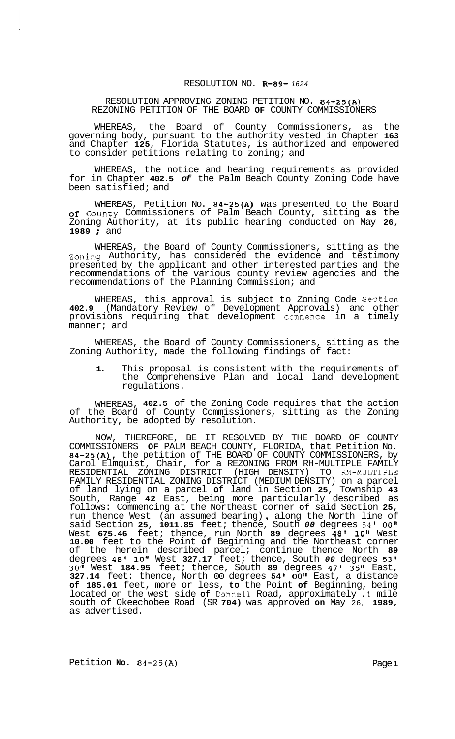# RESOLUTION NO. R-89- 1624

## RESOLUTION APPROVING ZONING PETITION NO. 84-25(A) REZONING PETITION OF THE BOARD OF COUNTY COMMISSIONERS

WHEREAS, the Board of County Commissioners, as the governing body, pursuant to the authority vested in Chapter 163 and Chapter 125, Florida Statutes, is authorized and empowered to consider petitions relating to zoning; and

WHEREAS, the notice and hearing requirements as provided for in Chapter 402.5 of the Palm Beach County Zoning Code have been satisfied; and

WHEREAS, Petition No. 84-25(A) was presented to the Board of County Commissioners of Palm Beach County, sitting as the Zoning Authority, at its public hearing conducted on May 26, 1989 ; and

WHEREAS, the Board of County Commissioners, sitting as the Zoning Authority, has considered the evidence and testimony presented by the applicant and other interested parties and the recommendations of the various county review agencies and the recommendations of the Planning Commission; and

WHEREAS, this approval is subject to Zoning Code Section 402.9 (Mandatory Review of Development Approvals) and other provisions requiring that development commence in a timely manner; and

WHEREAS, the Board of County Commissioners, sitting as the Zoning Authority, made the following findings of fact:

1. This proposal is consistent with the requirements of the Comprehensive Plan and local land development regulations.

WHEREAS, 402.5 of the Zoning Code requires that the action of the Board of County Commissioners, sitting as the Zoning Authority, be adopted by resolution.

NOW, THEREFORE, BE IT RESOLVED BY THE BOARD OF COUNTY COMMISSIONERS OF PALM BEACH COUNTY, FLORIDA, that Petition No. 84-25(A), the petition of THE BOARD OF COUNTY COMMISSIONERS, by Carol Elmquist, Chair, for a REZONING FROM RH-MULTIPLE FAMILY RESIDENTIAL ZONING DISTRICT (HIGH DENSITY) TO RM-MULTIPLE FAMILY RESIDENTIAL ZONING DISTRICT (MEDIUM DENSITY) on a parcel of land lying on a parcel of land in Section 25, Township 43 South, Range 42 East, being more particularly described as follows: Commencing at the Northeast corner of said Section 25, run thence West (an assumed bearing), along the North line of said Section 25, 1011.85 feet; thence, South 00 degrees 54' 00" West 675.46 feet; thence, run North 89 degrees 48' 10" West 10.00 feet to the Point of Beginning and the Northeast corner of the herein described parcel; continue thence North 89 degrees 48' 10" West 327.17 feet; thence, South 00 degrees 53' 30" West 184.95 feet; thence, South 89 degrees 47' 35" East, 327.14 feet: thence, North 00 degrees 54' 00" East, a distance of 185.01 feet, more or less, to the Point of Beginning, being located on the west side of Donnell Road, approximately .1 mile south of Okeechobee Road (SR 704) was approved on May 26, 1989, as advertised.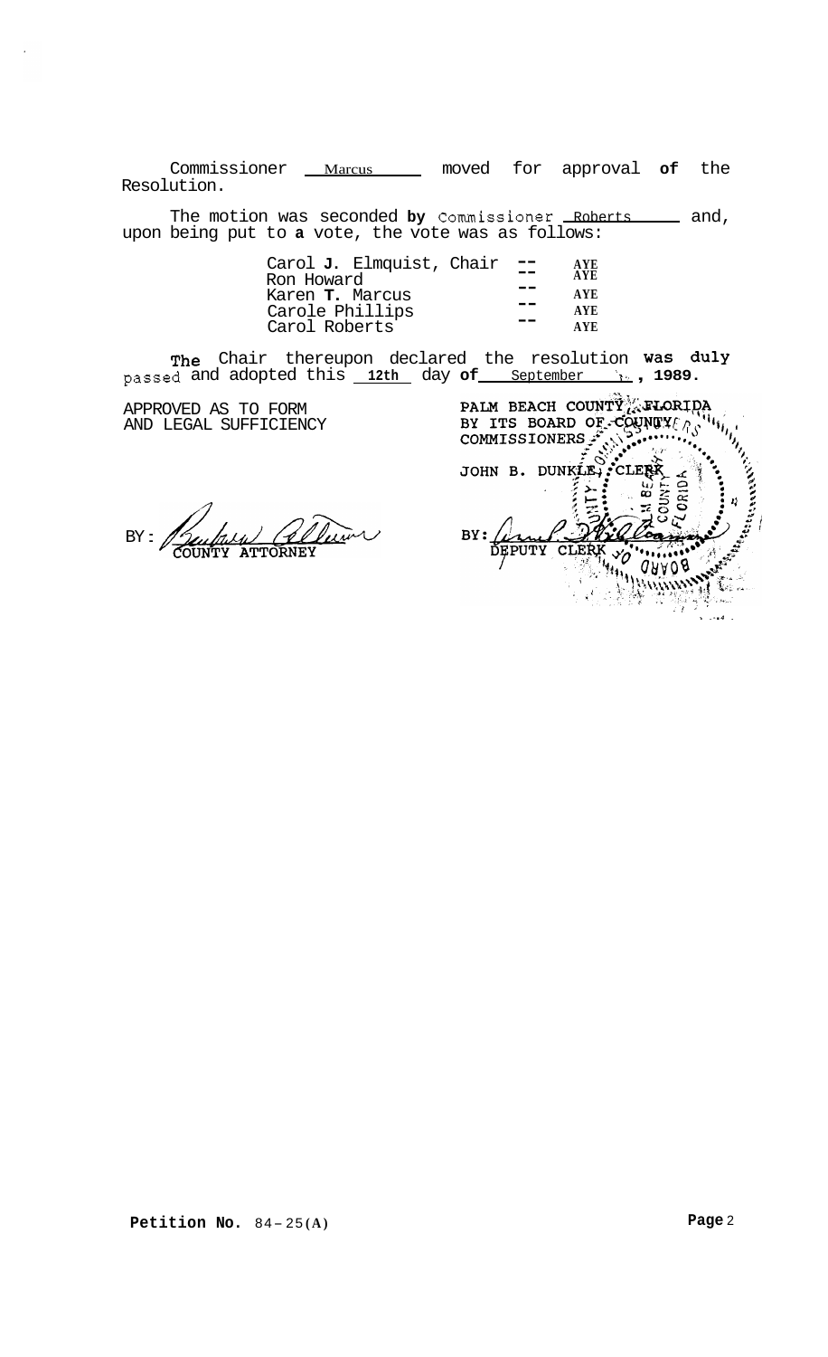Commissioner Marcus moved for approval of the Resolution.

The motion was seconded by Commissioner Roberts and, upon being put to a vote, the vote was as follows:

| | | |
|---|---|---|
| Carol J. Elmquist, Chair | -- | AYE |
| Ron Howard | -- | AYE |
| Karen T. Marcus | -- | AYE |
| Carole Phillips | -- | AYE |
| Carol Roberts | -- | AYE |

The Chair thereupon declared the resolution was duly passed and adopted this 12th day of September, 1989.

APPROVED AS TO FORM
AND LEGAL SUFFICIENCY

BY: COUNTY ATTORNEY

PALM BEACH COUNTY, FLORIDA
BY ITS BOARD OF COUNTY
COMMISSIONERS

JOHN B. DUNKLE, CLERK

BY: DEPUTY CLERK

Petition No. 84-25(A)